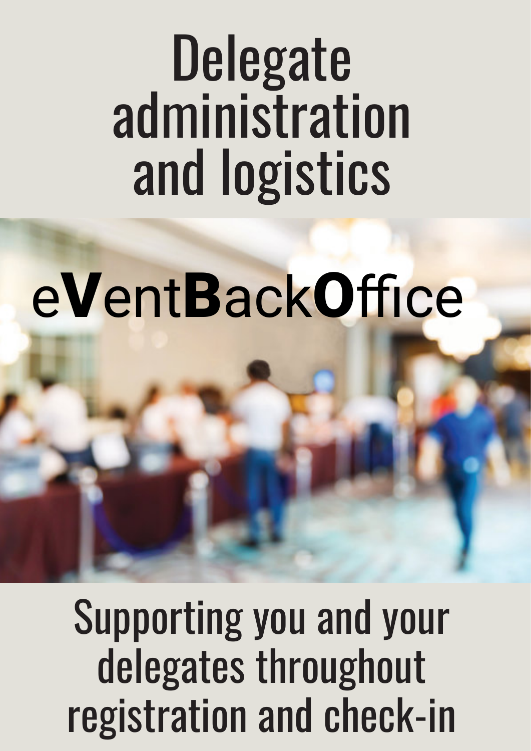# Delegate administration and logistics

eVentBackOffice

Supporting you and your delegates throughout registration and check-in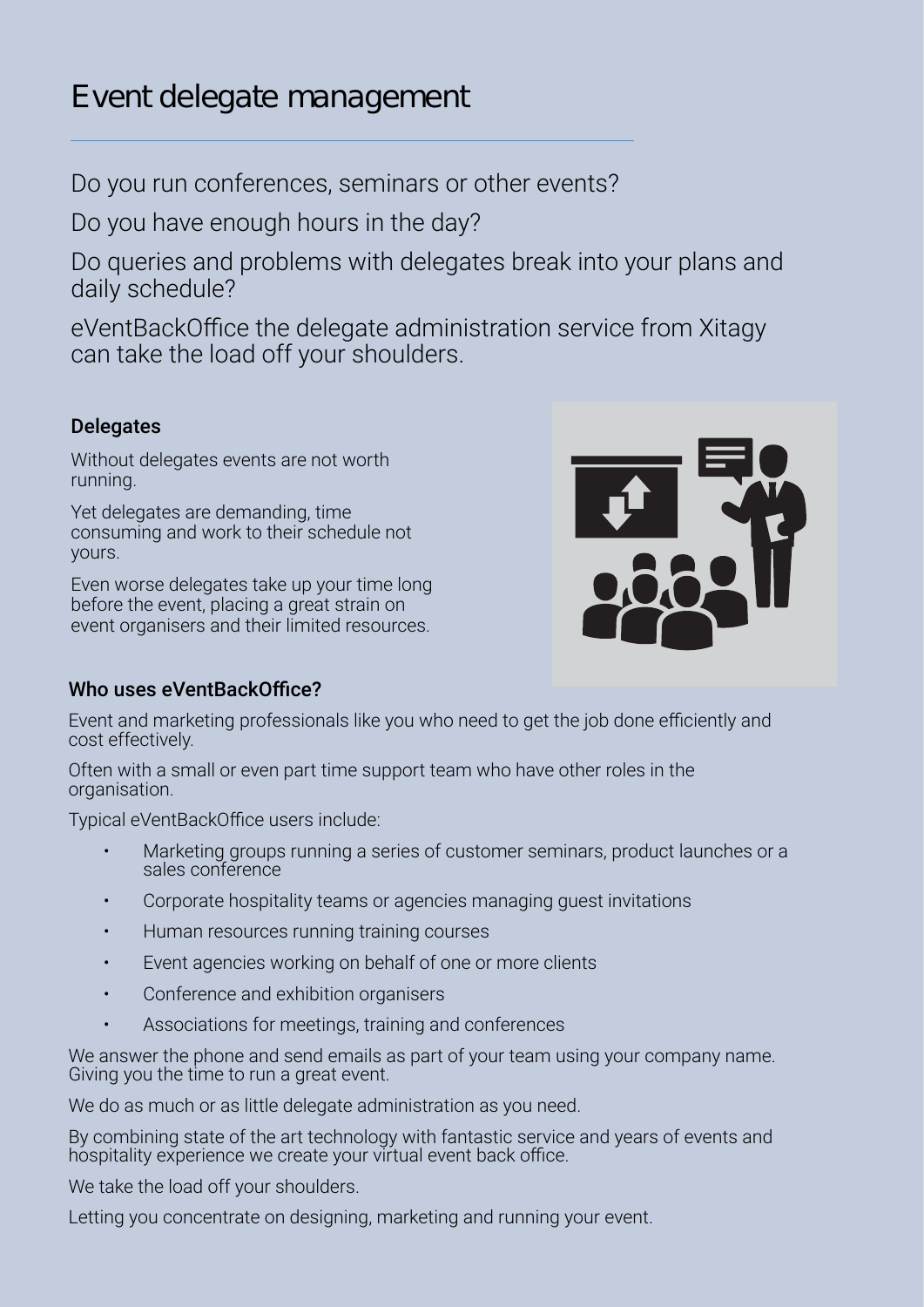# Event delegate management

Do you run conferences, seminars or other events?

Do you have enough hours in the day?

Do queries and problems with delegates break into your plans and daily schedule?

eVentBackOffice the delegate administration service from Xitagy can take the load off your shoulders.

### Delegates

Without delegates events are not worth running.

Yet delegates are demanding, time consuming and work to their schedule not yours.

Even worse delegates take up your time long before the event, placing a great strain on event organisers and their limited resources.

### Who uses eVentBackOffice?

Event and marketing professionals like you who need to get the job done efficiently and cost effectively.

Often with a small or even part time support team who have other roles in the organisation.

Typical eVentBackOffice users include:

- Marketing groups running a series of customer seminars, product launches or a sales conference
- Corporate hospitality teams or agencies managing guest invitations
- Human resources running training courses
- Event agencies working on behalf of one or more clients
- Conference and exhibition organisers
- Associations for meetings, training and conferences

We answer the phone and send emails as part of your team using your company name. Giving you the time to run a great event.

We do as much or as little delegate administration as you need.

By combining state of the art technology with fantastic service and years of events and hospitality experience we create your virtual event back office.

We take the load off your shoulders.

Letting you concentrate on designing, marketing and running your event.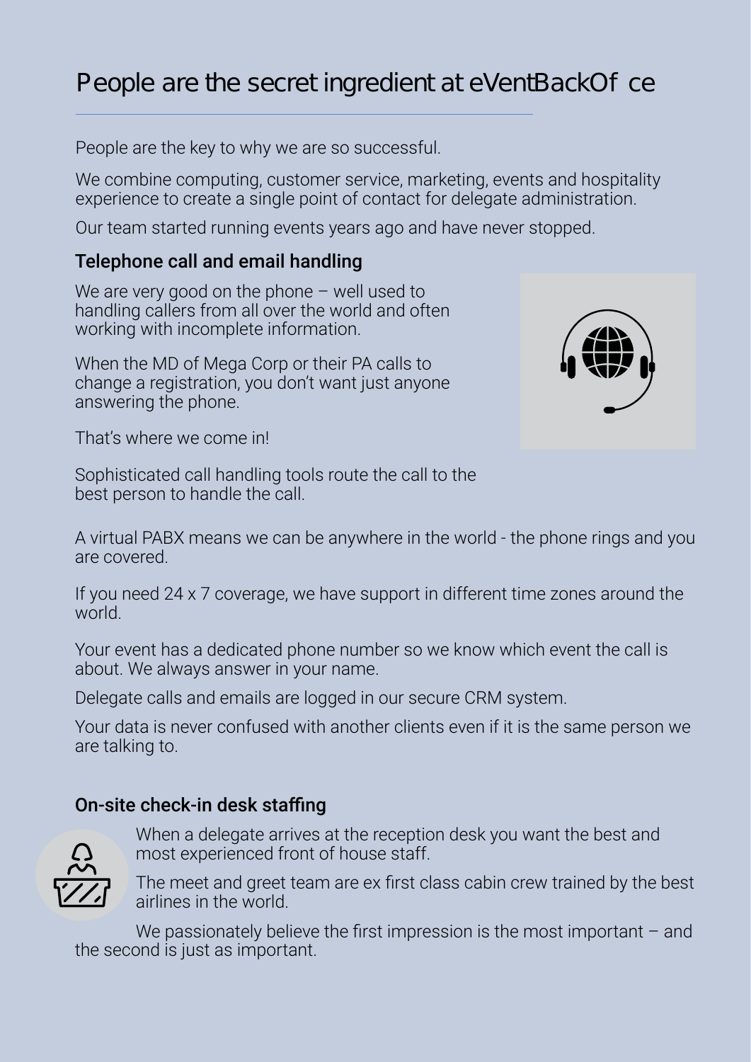# People are the secret ingredient at eVentBackOf ce

People are the key to why we are so successful.

We combine computing, customer service, marketing, events and hospitality experience to create a single point of contact for delegate administration.

Our team started running events years ago and have never stopped.

## Telephone call and email handling

We are very good on the phone – well used to handling callers from all over the world and often working with incomplete information.

When the MD of Mega Corp or their PA calls to change a registration, you don't want just anyone answering the phone.

That's where we come in!

Sophisticated call handling tools route the call to the best person to handle the call.

A virtual PABX means we can be anywhere in the world - the phone rings and you are covered.

If you need 24 x 7 coverage, we have support in different time zones around the world.

Your event has a dedicated phone number so we know which event the call is about. We always answer in your name.

Delegate calls and emails are logged in our secure CRM system.

Your data is never confused with another clients even if it is the same person we are talking to.

## On-site check-in desk staffing

When a delegate arrives at the reception desk you want the best and most experienced front of house staff.

The meet and greet team are ex first class cabin crew trained by the best airlines in the world.

We passionately believe the first impression is the most important – and the second is just as important.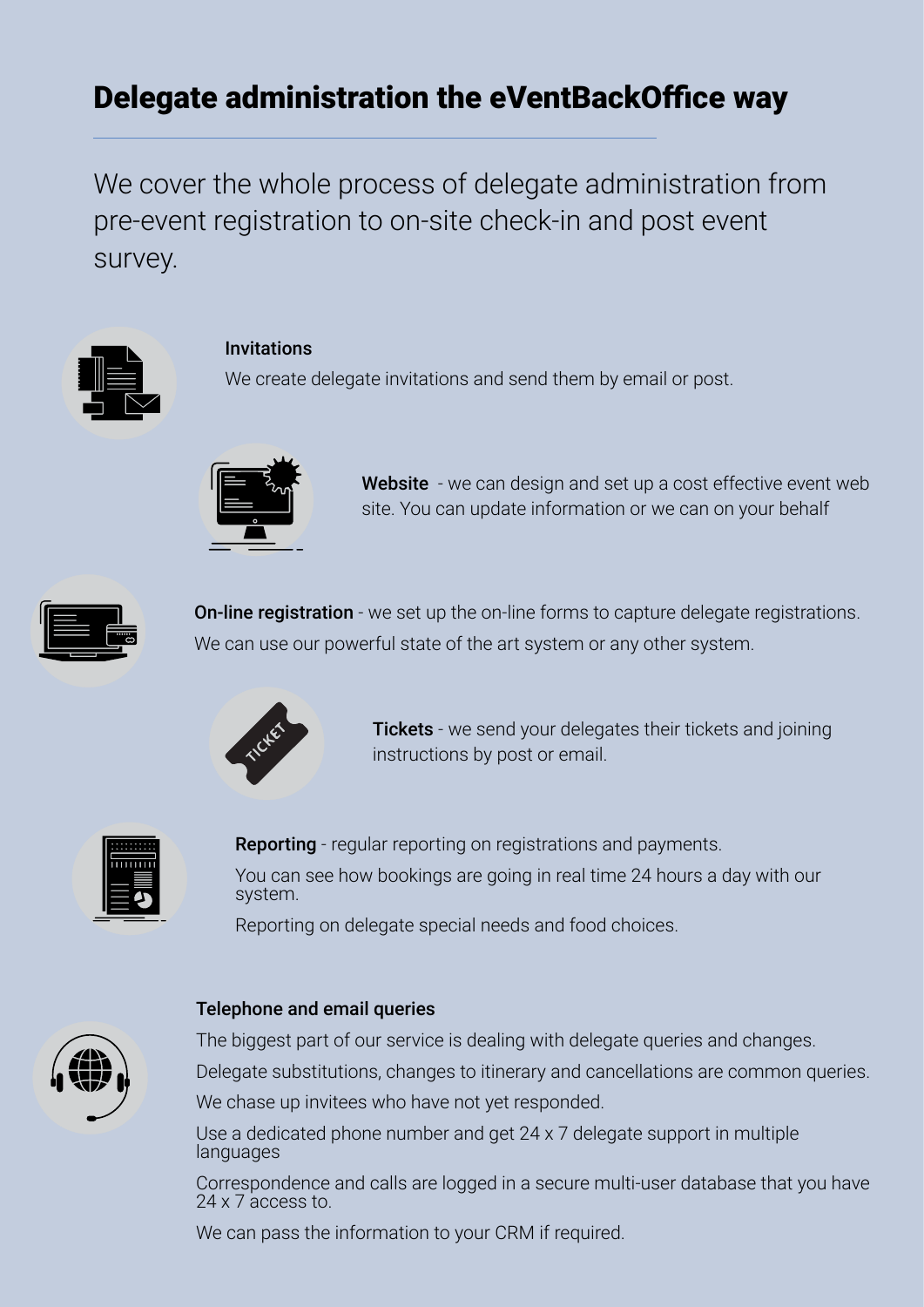# Delegate administration the eVentBackOffice way

We cover the whole process of delegate administration from pre-event registration to on-site check-in and post event survey.

### Invitations

We create delegate invitations and send them by email or post.

**Website** - we can design and set up a cost effective event web site. You can update information or we can on your behalf

**On-line registration** - we set up the on-line forms to capture delegate registrations.

We can use our powerful state of the art system or any other system.

**Tickets** - we send your delegates their tickets and joining instructions by post or email.

**Reporting** - regular reporting on registrations and payments.

You can see how bookings are going in real time 24 hours a day with our system.

Reporting on delegate special needs and food choices.

### Telephone and email queries

The biggest part of our service is dealing with delegate queries and changes.

Delegate substitutions, changes to itinerary and cancellations are common queries.

We chase up invitees who have not yet responded.

Use a dedicated phone number and get 24 x 7 delegate support in multiple languages

Correspondence and calls are logged in a secure multi-user database that you have 24 x 7 access to.

We can pass the information to your CRM if required.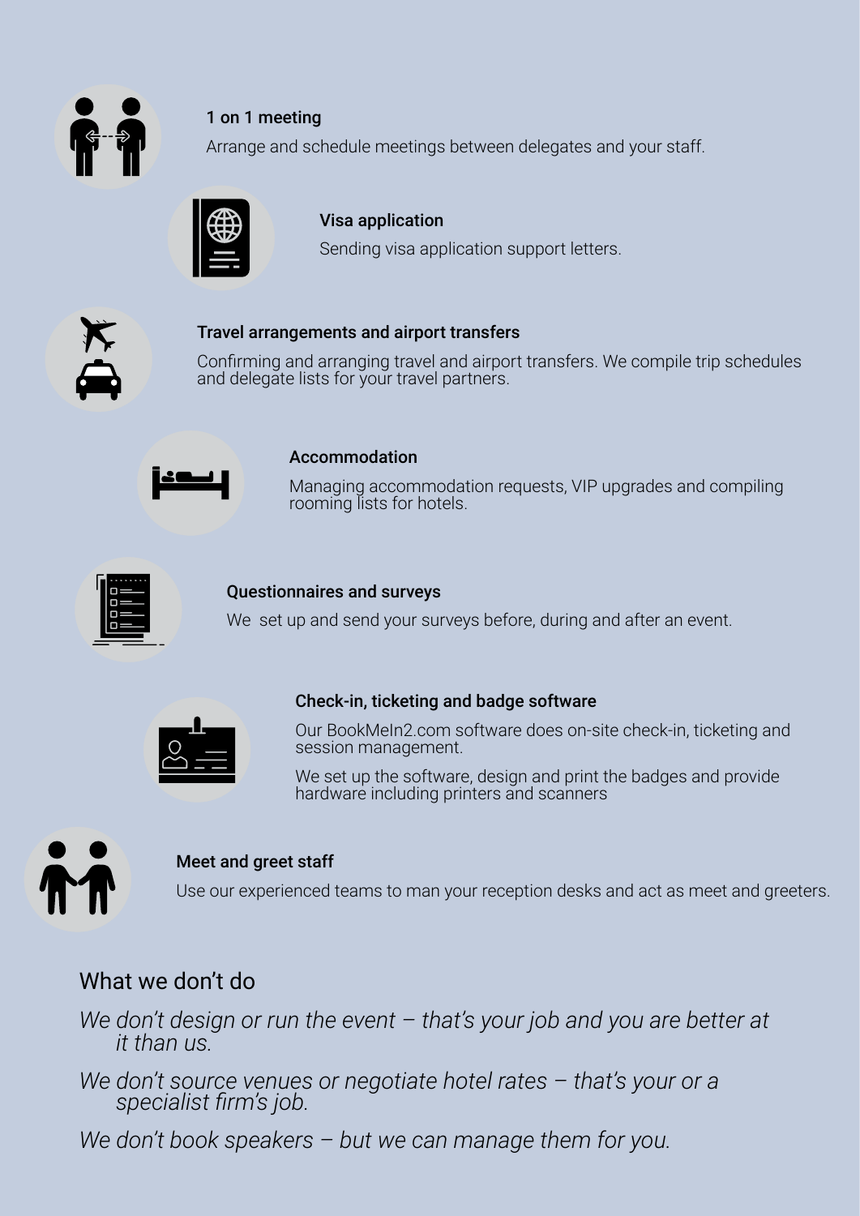### 1 on 1 meeting

Arrange and schedule meetings between delegates and your staff.

### Visa application

Sending visa application support letters.

### Travel arrangements and airport transfers

Confirming and arranging travel and airport transfers. We compile trip schedules and delegate lists for your travel partners.

### Accommodation

Managing accommodation requests, VIP upgrades and compiling rooming lists for hotels.

### Questionnaires and surveys

We  set up and send your surveys before, during and after an event.

### Check-in, ticketing and badge software

Our BookMeIn2.com software does on-site check-in, ticketing and session management.

We set up the software, design and print the badges and provide hardware including printers and scanners

### Meet and greet staff

Use our experienced teams to man your reception desks and act as meet and greeters.

## What we don't do

*We don't design or run the event – that's your job and you are better at it than us.*

*We don't source venues or negotiate hotel rates – that's your or a specialist firm's job.*

*We don't book speakers – but we can manage them for you.*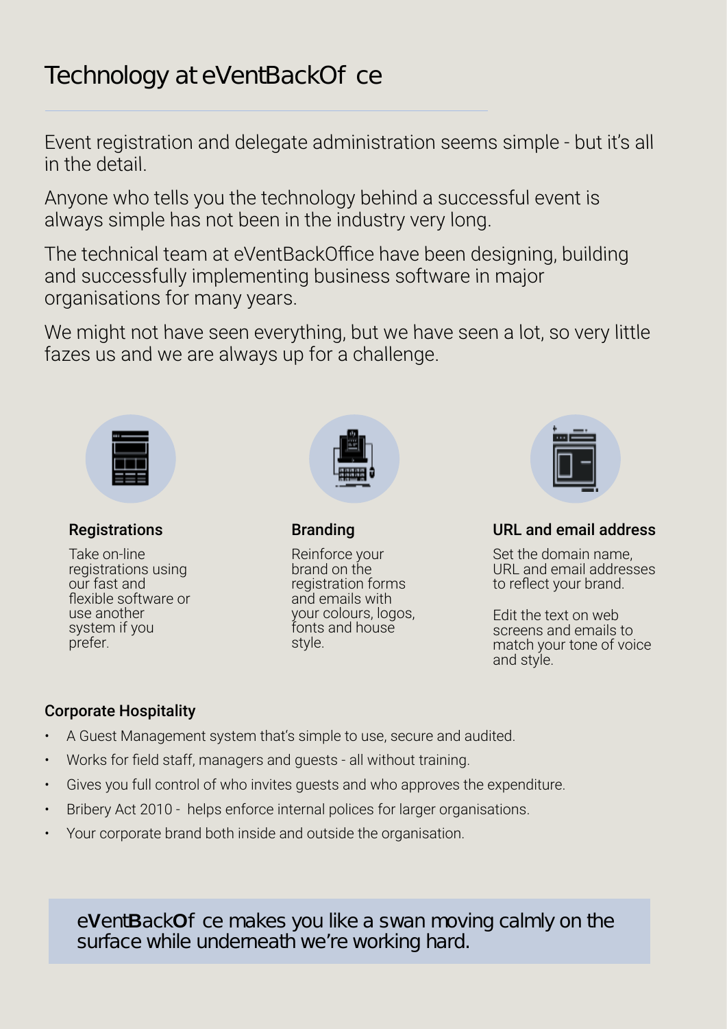# Technology at eVentBackOf ce

Event registration and delegate administration seems simple - but it's all in the detail.

Anyone who tells you the technology behind a successful event is always simple has not been in the industry very long.

The technical team at eVentBackOffice have been designing, building and successfully implementing business software in major organisations for many years.

We might not have seen everything, but we have seen a lot, so very little fazes us and we are always up for a challenge.

### Registrations

Take on-line registrations using our fast and flexible software or use another system if you prefer.

### Branding

Reinforce your brand on the registration forms and emails with your colours, logos, fonts and house style.

### URL and email address

Set the domain name, URL and email addresses to reflect your brand.

Edit the text on web screens and emails to match your tone of voice and style.

### Corporate Hospitality

- A Guest Management system that's simple to use, secure and audited.
- Works for field staff, managers and guests - all without training.
- Gives you full control of who invites guests and who approves the expenditure.
- Bribery Act 2010 - helps enforce internal polices for larger organisations.
- Your corporate brand both inside and outside the organisation.

> eVentBackOf ce makes you like a swan moving calmly on the surface while underneath we're working hard.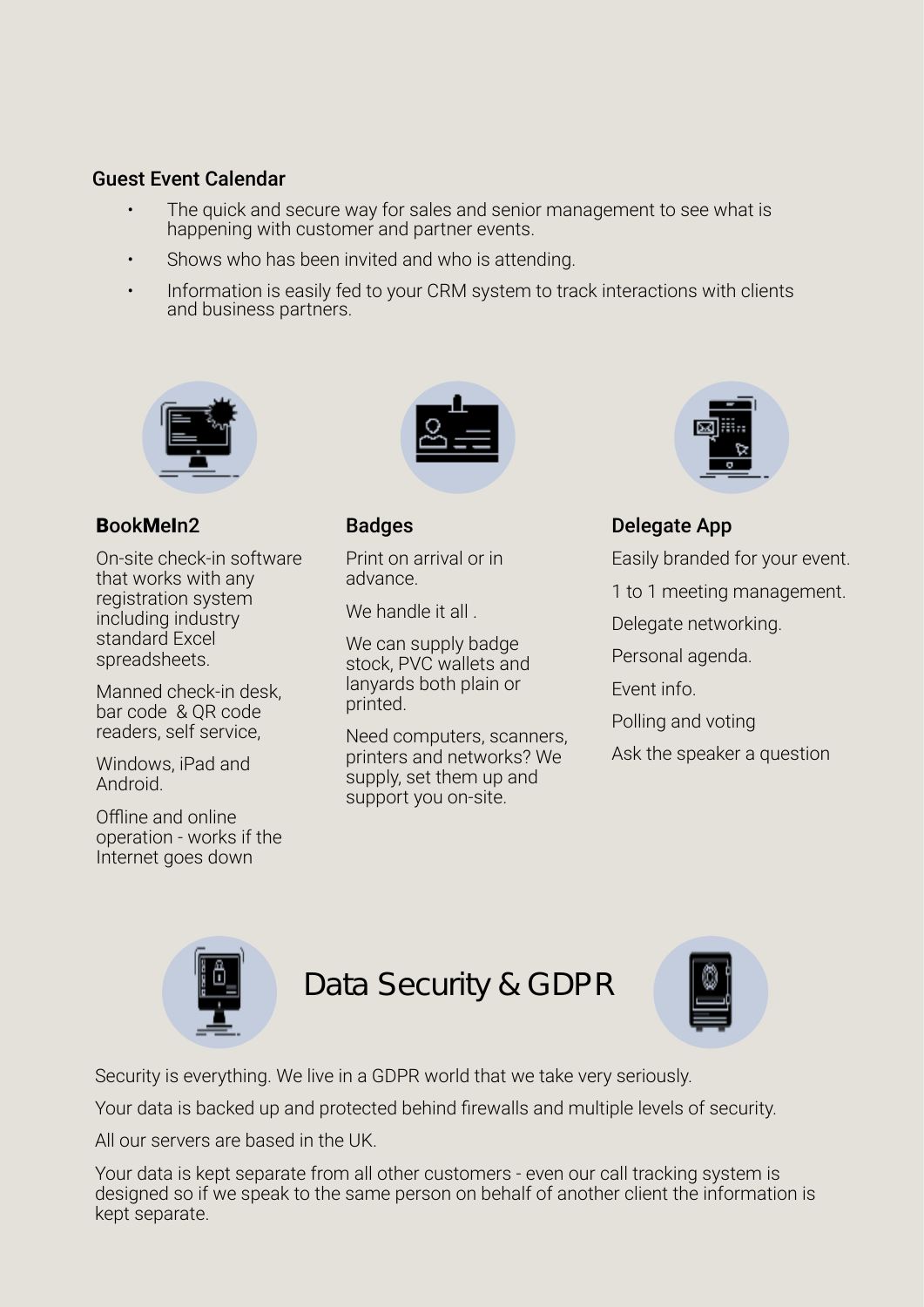## Guest Event Calendar

- The quick and secure way for sales and senior management to see what is happening with customer and partner events.
- Shows who has been invited and who is attending.
- Information is easily fed to your CRM system to track interactions with clients and business partners.

### BookMeIn2

On-site check-in software that works with any registration system including industry standard Excel spreadsheets.

Manned check-in desk, bar code & QR code readers, self service,

Windows, iPad and Android.

Offline and online operation - works if the Internet goes down

### Badges

Print on arrival or in advance.

We handle it all .

We can supply badge stock, PVC wallets and lanyards both plain or printed.

Need computers, scanners, printers and networks? We supply, set them up and support you on-site.

### Delegate App

Easily branded for your event.

1 to 1 meeting management.

Delegate networking.

Personal agenda.

Event info.

Polling and voting

Ask the speaker a question

## Data Security & GDPR

Security is everything. We live in a GDPR world that we take very seriously.

Your data is backed up and protected behind firewalls and multiple levels of security.

All our servers are based in the UK.

Your data is kept separate from all other customers - even our call tracking system is designed so if we speak to the same person on behalf of another client the information is kept separate.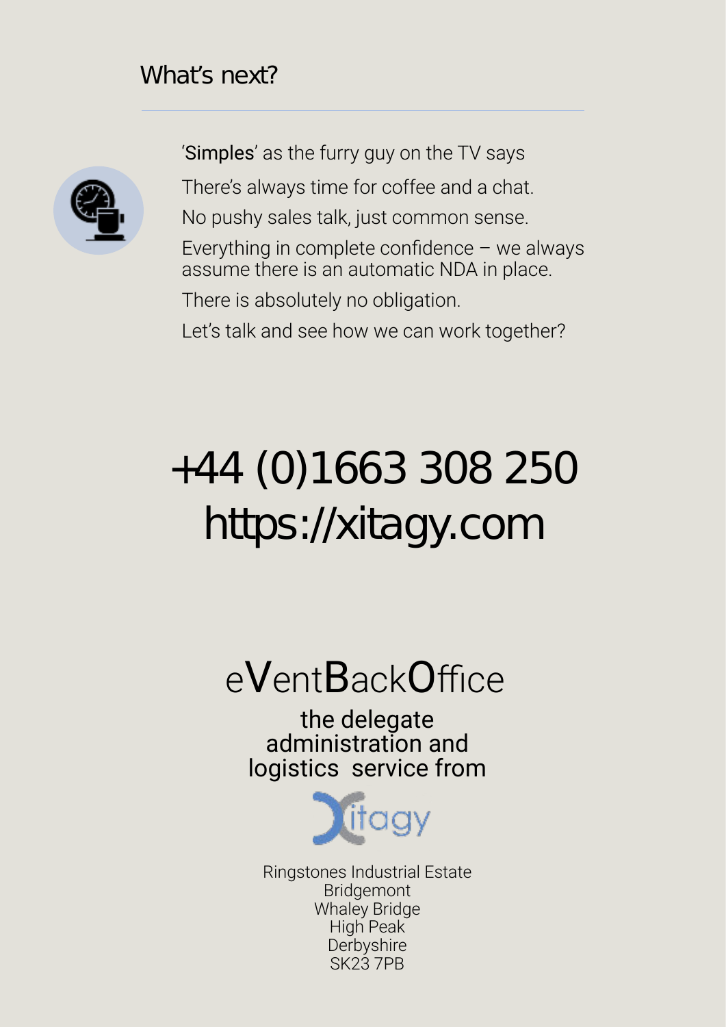## What's next?

'**Simples**' as the furry guy on the TV says

There's always time for coffee and a chat.

No pushy sales talk, just common sense.

Everything in complete confidence – we always assume there is an automatic NDA in place.

There is absolutely no obligation.

Let's talk and see how we can work together?

# +44 (0)1663 308 250

# https://xitagy.com

# eVentBackOffice

the delegate administration and logistics service from

Xitagy

Ringstones Industrial Estate
Bridgemont
Whaley Bridge
High Peak
Derbyshire
SK23 7PB